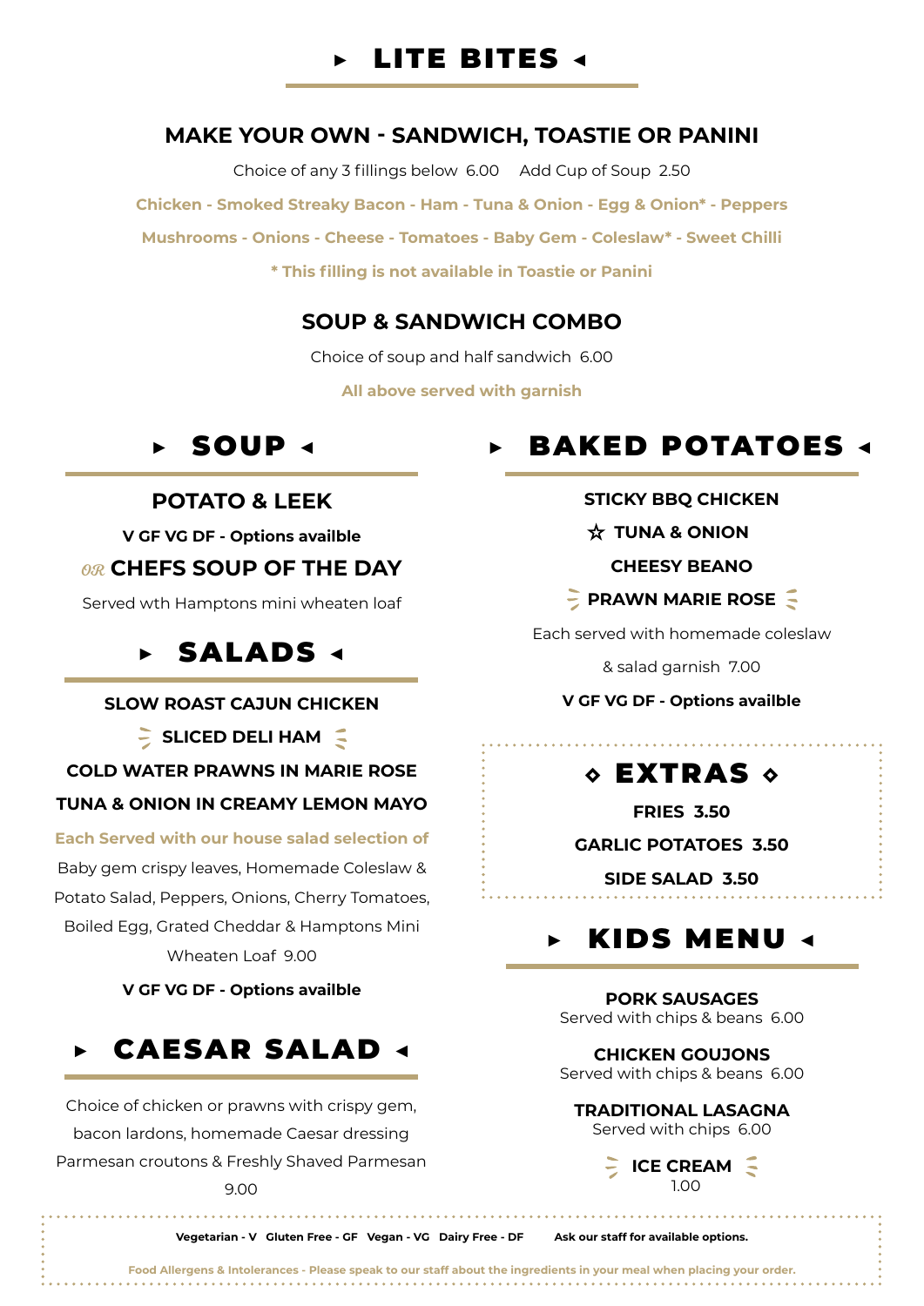# ▸ LITE BITES ◂

## MAKE YOUR OWN - SANDWICH, TOASTIE OR PANINI

Choice of any 3 fillings below 6.00 Add Cup of Soup 2.50

**Chicken - Smoked Streaky Bacon - Ham - Tuna & Onion - Egg & Onion* - Peppers**

**Mushrooms - Onions - Cheese - Tomatoes - Baby Gem - Coleslaw* - Sweet Chilli**

*** This filling is not available in Toastie or Panini**

## SOUP & SANDWICH COMBO

Choice of soup and half sandwich 6.00

**All above served with garnish**

# ▸ SOUP ◂

### POTATO & LEEK

**V GF VG DF - Options availble**

*OR* **CHEFS SOUP OF THE DAY**

Served wth Hamptons mini wheaten loaf

# ▸ SALADS ◂

**SLOW ROAST CAJUN CHICKEN**

**SLICED DELI HAM**

**COLD WATER PRAWNS IN MARIE ROSE**

**TUNA & ONION IN CREAMY LEMON MAYO**

**Each Served with our house salad selection of**
Baby gem crispy leaves, Homemade Coleslaw & Potato Salad, Peppers, Onions, Cherry Tomatoes, Boiled Egg, Grated Cheddar & Hamptons Mini Wheaten Loaf 9.00

**V GF VG DF - Options availble**

# ▸ CAESAR SALAD ◂

Choice of chicken or prawns with crispy gem, bacon lardons, homemade Caesar dressing Parmesan croutons & Freshly Shaved Parmesan 9.00

# ▸ BAKED POTATOES ◂

**STICKY BBQ CHICKEN**

**☆ TUNA & ONION**

**CHEESY BEANO**

**PRAWN MARIE ROSE**

Each served with homemade coleslaw & salad garnish 7.00

**V GF VG DF - Options availble**

# ◇ EXTRAS ◇

**FRIES 3.50**

**GARLIC POTATOES 3.50**

**SIDE SALAD 3.50**

# ▸ KIDS MENU ◂

**PORK SAUSAGES**
Served with chips & beans 6.00

**CHICKEN GOUJONS**
Served with chips & beans 6.00

**TRADITIONAL LASAGNA**
Served with chips 6.00

**ICE CREAM**
1.00

**Vegetarian - V Gluten Free - GF Vegan - VG Dairy Free - DF Ask our staff for available options.**

**Food Allergens & Intolerances - Please speak to our staff about the ingredients in your meal when placing your order.**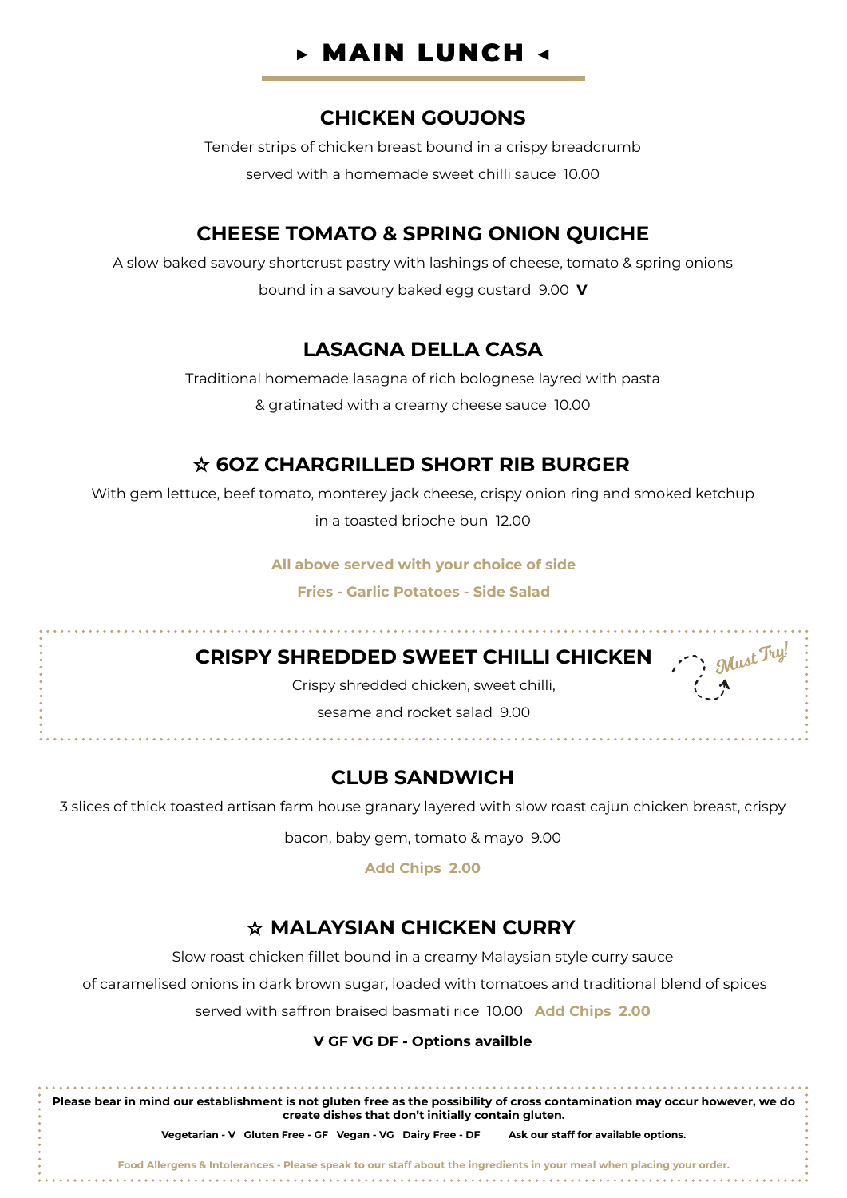# ▸ MAIN LUNCH ◂

## CHICKEN GOUJONS

Tender strips of chicken breast bound in a crispy breadcrumb

served with a homemade sweet chilli sauce  10.00

## CHEESE TOMATO & SPRING ONION QUICHE

A slow baked savoury shortcrust pastry with lashings of cheese, tomato & spring onions

bound in a savoury baked egg custard  9.00  **V**

## LASAGNA DELLA CASA

Traditional homemade lasagna of rich bolognese layred with pasta

& gratinated with a creamy cheese sauce  10.00

## ☆ 6OZ CHARGRILLED SHORT RIB BURGER

With gem lettuce, beef tomato, monterey jack cheese, crispy onion ring and smoked ketchup

in a toasted brioche bun  12.00

**All above served with your choice of side**

**Fries - Garlic Potatoes - Side Salad**

## CRISPY SHREDDED SWEET CHILLI CHICKEN

*Must Try!*

Crispy shredded chicken, sweet chilli,

sesame and rocket salad  9.00

## CLUB SANDWICH

3 slices of thick toasted artisan farm house granary layered with slow roast cajun chicken breast, crispy

bacon, baby gem, tomato & mayo  9.00

**Add Chips  2.00**

## ☆ MALAYSIAN CHICKEN CURRY

Slow roast chicken fillet bound in a creamy Malaysian style curry sauce

of caramelised onions in dark brown sugar, loaded with tomatoes and traditional blend of spices

served with saffron braised basmati rice  10.00  **Add Chips  2.00**

**V GF VG DF - Options availble**

**Please bear in mind our establishment is not gluten free as the possibility of cross contamination may occur however, we do create dishes that don't initially contain gluten.**

**Vegetarian - V  Gluten Free - GF  Vegan - VG  Dairy Free - DF  Ask our staff for available options.**

**Food Allergens & Intolerances - Please speak to our staff about the ingredients in your meal when placing your order.**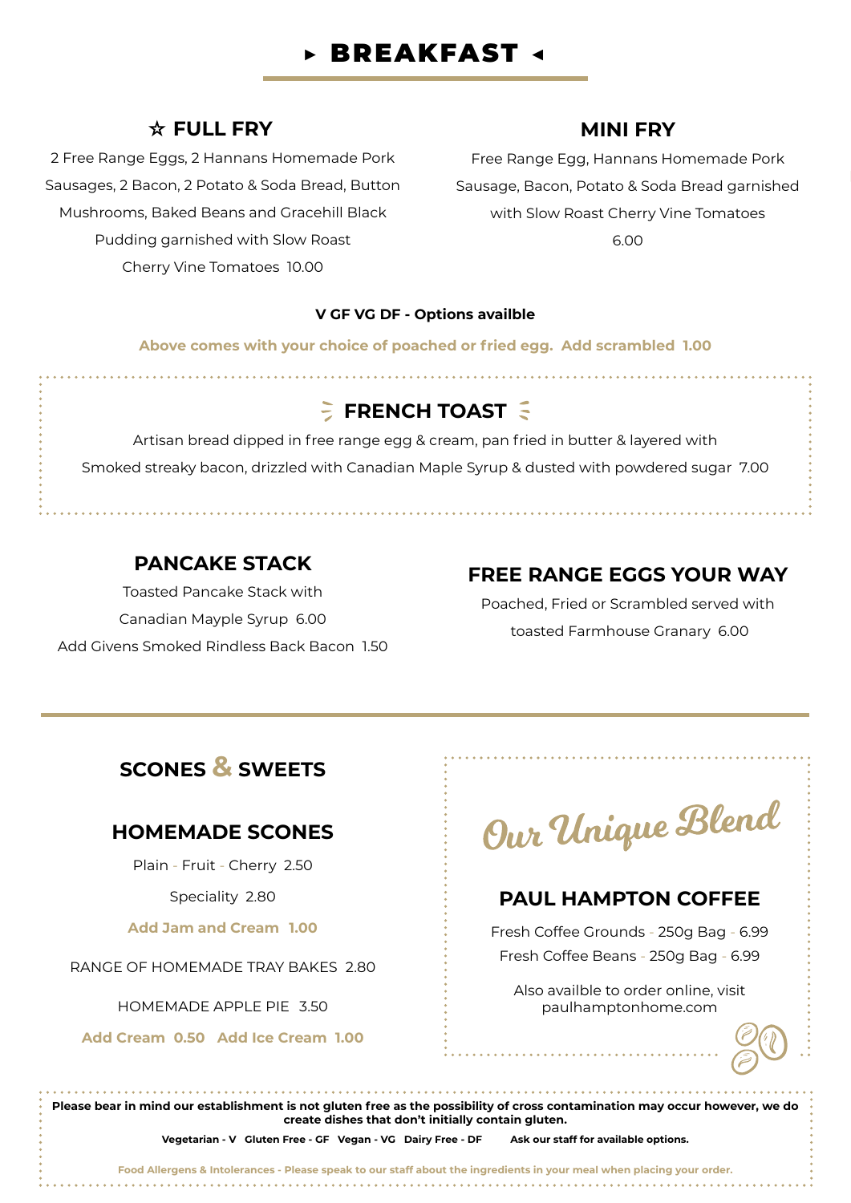# ▸ BREAKFAST ◂

## ☆ FULL FRY

2 Free Range Eggs, 2 Hannans Homemade Pork Sausages, 2 Bacon, 2 Potato & Soda Bread, Button Mushrooms, Baked Beans and Gracehill Black Pudding garnished with Slow Roast Cherry Vine Tomatoes 10.00

## MINI FRY

Free Range Egg, Hannans Homemade Pork Sausage, Bacon, Potato & Soda Bread garnished with Slow Roast Cherry Vine Tomatoes 6.00

**V GF VG DF - Options availble**

**Above comes with your choice of poached or fried egg. Add scrambled 1.00**

## FRENCH TOAST

Artisan bread dipped in free range egg & cream, pan fried in butter & layered with Smoked streaky bacon, drizzled with Canadian Maple Syrup & dusted with powdered sugar 7.00

## PANCAKE STACK

Toasted Pancake Stack with Canadian Mayple Syrup 6.00

Add Givens Smoked Rindless Back Bacon 1.50

## FREE RANGE EGGS YOUR WAY

Poached, Fried or Scrambled served with toasted Farmhouse Granary 6.00

# SCONES & SWEETS

## HOMEMADE SCONES

Plain - Fruit - Cherry 2.50

Speciality 2.80

**Add Jam and Cream 1.00**

RANGE OF HOMEMADE TRAY BAKES 2.80

HOMEMADE APPLE PIE 3.50

**Add Cream 0.50 Add Ice Cream 1.00**

*Our Unique Blend*

## PAUL HAMPTON COFFEE

Fresh Coffee Grounds - 250g Bag - 6.99

Fresh Coffee Beans - 250g Bag - 6.99

Also availble to order online, visit paulhamptonhome.com

**Please bear in mind our establishment is not gluten free as the possibility of cross contamination may occur however, we do create dishes that don't initially contain gluten.**

**Vegetarian - V Gluten Free - GF Vegan - VG Dairy Free - DF Ask our staff for available options.**

**Food Allergens & Intolerances - Please speak to our staff about the ingredients in your meal when placing your order.**